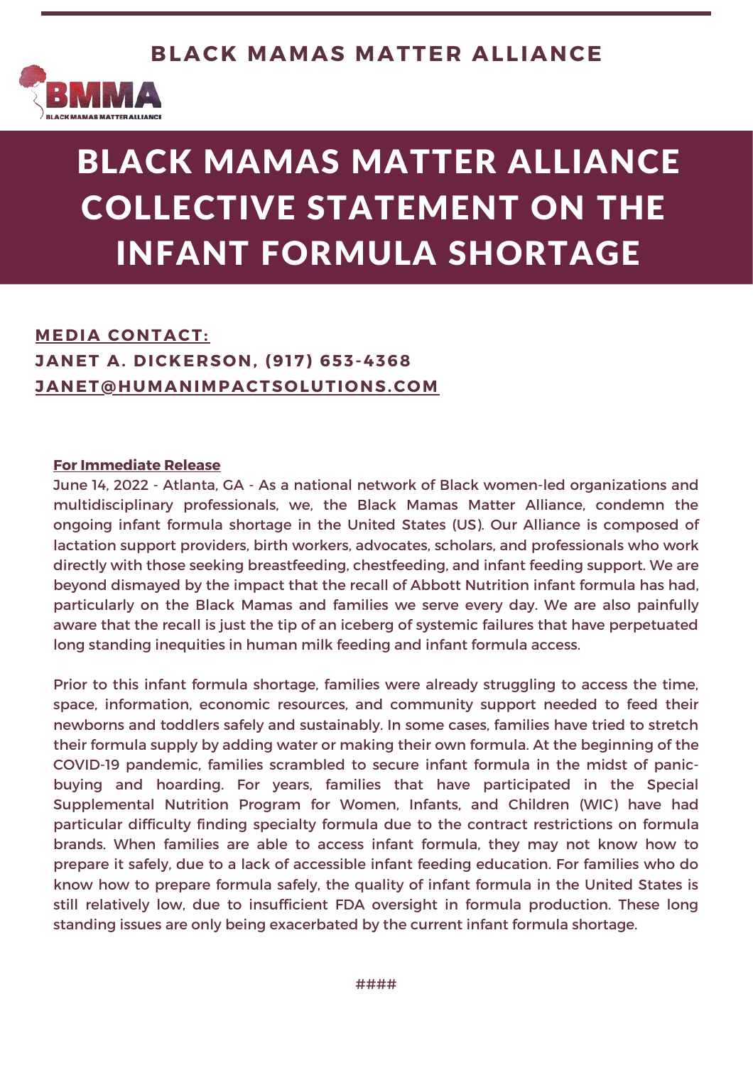**BLACK MAMAS MATTER ALLIANCE**

# BLACK MAMAS MATTER ALLIANCE COLLECTIVE STATEMENT ON THE INFANT FORMULA SHORTAGE

**MEDIA CONTACT:**
**JANET A. DICKERSON, (917) 653-4368**
**JANET@HUMANIMPACTSOLUTIONS.COM**

**For Immediate Release**

June 14, 2022 - Atlanta, GA - As a national network of Black women-led organizations and multidisciplinary professionals, we, the Black Mamas Matter Alliance, condemn the ongoing infant formula shortage in the United States (US). Our Alliance is composed of lactation support providers, birth workers, advocates, scholars, and professionals who work directly with those seeking breastfeeding, chestfeeding, and infant feeding support. We are beyond dismayed by the impact that the recall of Abbott Nutrition infant formula has had, particularly on the Black Mamas and families we serve every day. We are also painfully aware that the recall is just the tip of an iceberg of systemic failures that have perpetuated long standing inequities in human milk feeding and infant formula access.

Prior to this infant formula shortage, families were already struggling to access the time, space, information, economic resources, and community support needed to feed their newborns and toddlers safely and sustainably. In some cases, families have tried to stretch their formula supply by adding water or making their own formula. At the beginning of the COVID-19 pandemic, families scrambled to secure infant formula in the midst of panic-buying and hoarding. For years, families that have participated in the Special Supplemental Nutrition Program for Women, Infants, and Children (WIC) have had particular difficulty finding specialty formula due to the contract restrictions on formula brands. When families are able to access infant formula, they may not know how to prepare it safely, due to a lack of accessible infant feeding education. For families who do know how to prepare formula safely, the quality of infant formula in the United States is still relatively low, due to insufficient FDA oversight in formula production. These long standing issues are only being exacerbated by the current infant formula shortage.

####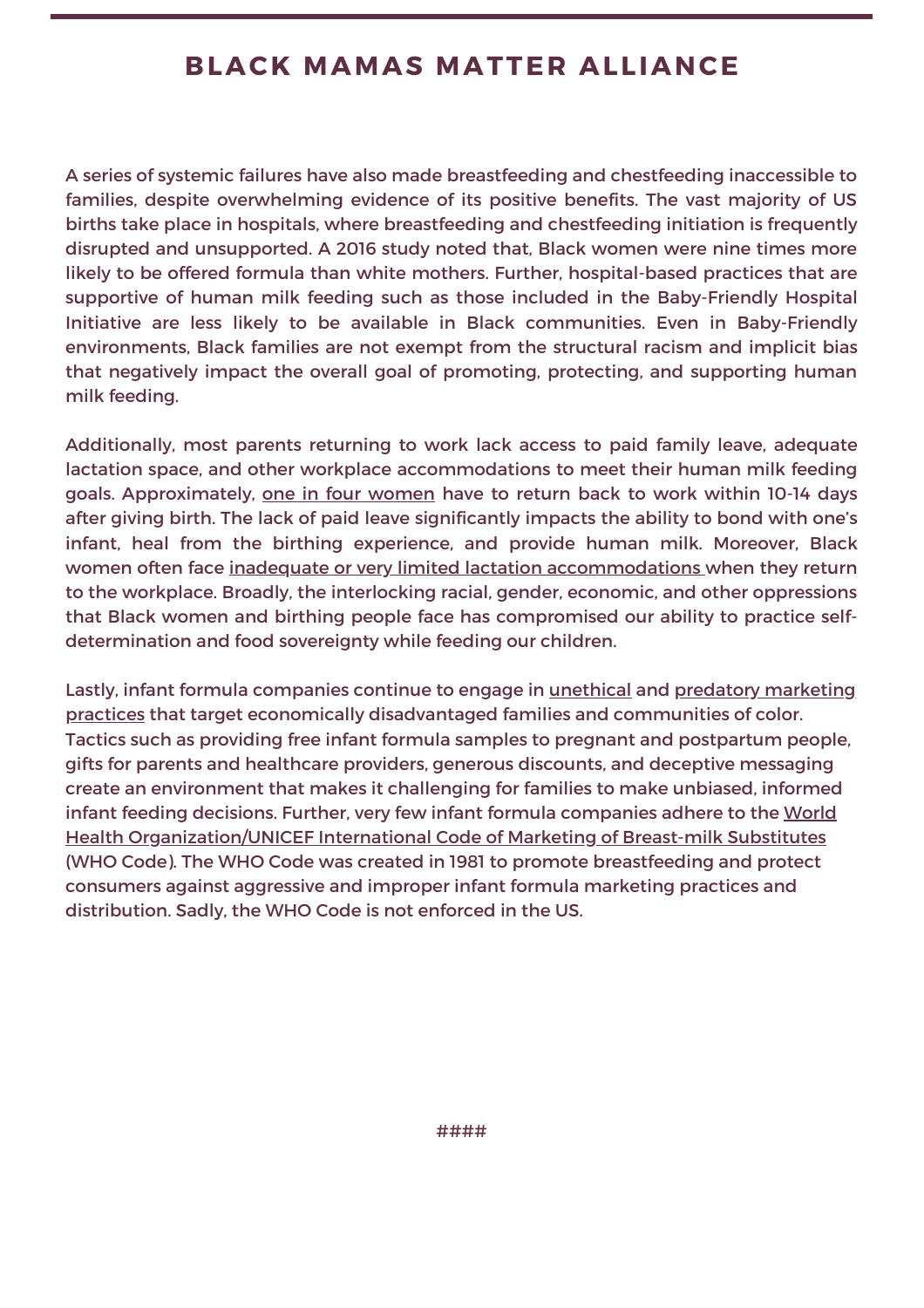A series of systemic failures have also made breastfeeding and chestfeeding inaccessible to families, despite overwhelming evidence of its positive benefits. The vast majority of US births take place in hospitals, where breastfeeding and chestfeeding initiation is frequently disrupted and unsupported. A 2016 study noted that, Black women were nine times more likely to be offered formula than white mothers. Further, hospital-based practices that are supportive of human milk feeding such as those included in the Baby-Friendly Hospital Initiative are less likely to be available in Black communities. Even in Baby-Friendly environments, Black families are not exempt from the structural racism and implicit bias that negatively impact the overall goal of promoting, protecting, and supporting human milk feeding.

Additionally, most parents returning to work lack access to paid family leave, adequate lactation space, and other workplace accommodations to meet their human milk feeding goals. Approximately, one in four women have to return back to work within 10-14 days after giving birth. The lack of paid leave significantly impacts the ability to bond with one's infant, heal from the birthing experience, and provide human milk. Moreover, Black women often face inadequate or very limited lactation accommodations when they return to the workplace. Broadly, the interlocking racial, gender, economic, and other oppressions that Black women and birthing people face has compromised our ability to practice self-determination and food sovereignty while feeding our children.

Lastly, infant formula companies continue to engage in unethical and predatory marketing practices that target economically disadvantaged families and communities of color. Tactics such as providing free infant formula samples to pregnant and postpartum people, gifts for parents and healthcare providers, generous discounts, and deceptive messaging create an environment that makes it challenging for families to make unbiased, informed infant feeding decisions. Further, very few infant formula companies adhere to the World Health Organization/UNICEF International Code of Marketing of Breast-milk Substitutes (WHO Code). The WHO Code was created in 1981 to promote breastfeeding and protect consumers against aggressive and improper infant formula marketing practices and distribution. Sadly, the WHO Code is not enforced in the US.

####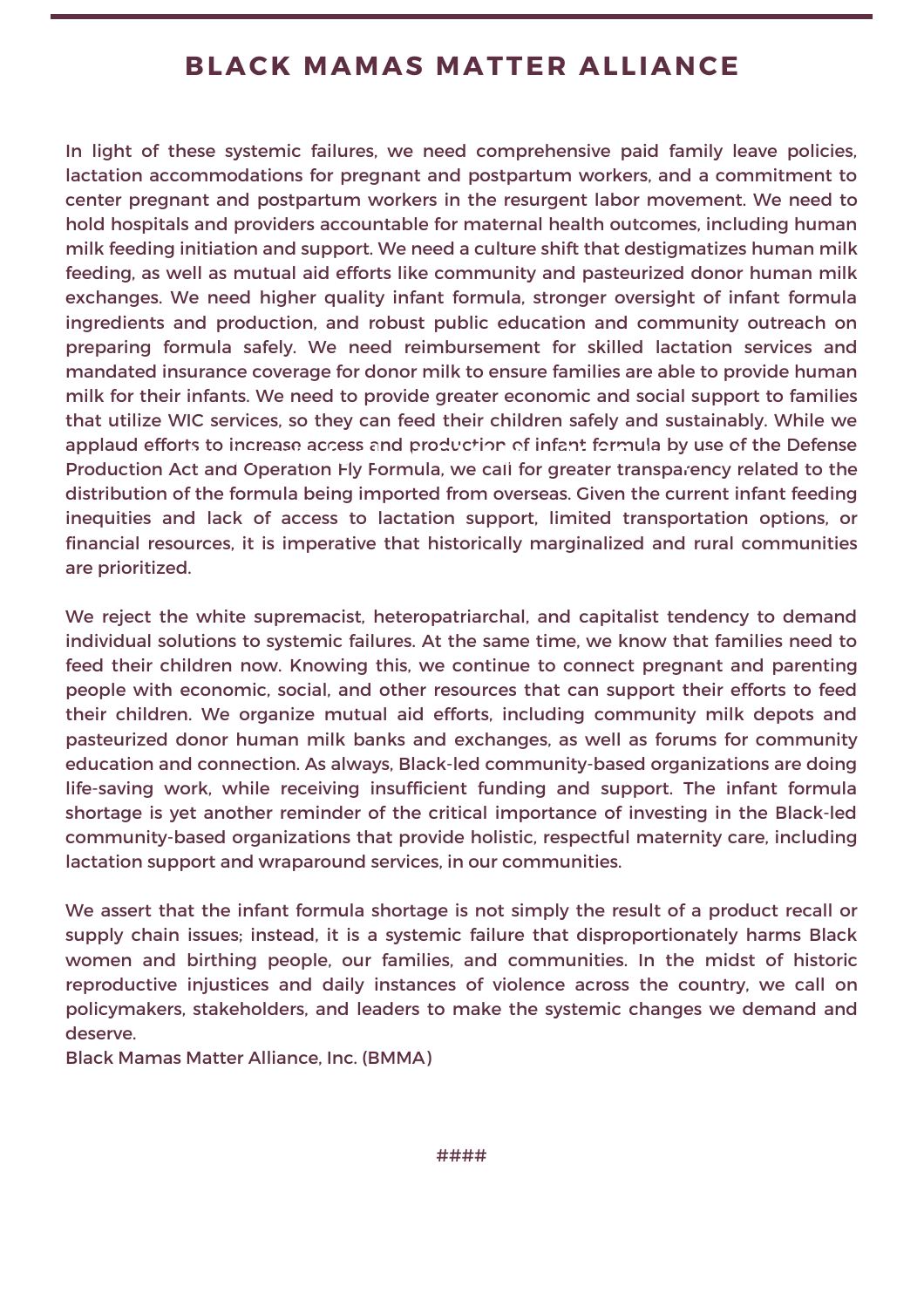# BLACK MAMAS MATTER ALLIANCE

In light of these systemic failures, we need comprehensive paid family leave policies, lactation accommodations for pregnant and postpartum workers, and a commitment to center pregnant and postpartum workers in the resurgent labor movement. We need to hold hospitals and providers accountable for maternal health outcomes, including human milk feeding initiation and support. We need a culture shift that destigmatizes human milk feeding, as well as mutual aid efforts like community and pasteurized donor human milk exchanges. We need higher quality infant formula, stronger oversight of infant formula ingredients and production, and robust public education and community outreach on preparing formula safely. We need reimbursement for skilled lactation services and mandated insurance coverage for donor milk to ensure families are able to provide human milk for their infants. We need to provide greater economic and social support to families that utilize WIC services, so they can feed their children safely and sustainably. While we applaud efforts to increase access and production of infant formula by use of the Defense Production Act and Operation Fly Formula, we call for greater transparency related to the distribution of the formula being imported from overseas. Given the current infant feeding inequities and lack of access to lactation support, limited transportation options, or financial resources, it is imperative that historically marginalized and rural communities are prioritized.

We reject the white supremacist, heteropatriarchal, and capitalist tendency to demand individual solutions to systemic failures. At the same time, we know that families need to feed their children now. Knowing this, we continue to connect pregnant and parenting people with economic, social, and other resources that can support their efforts to feed their children. We organize mutual aid efforts, including community milk depots and pasteurized donor human milk banks and exchanges, as well as forums for community education and connection. As always, Black-led community-based organizations are doing life-saving work, while receiving insufficient funding and support. The infant formula shortage is yet another reminder of the critical importance of investing in the Black-led community-based organizations that provide holistic, respectful maternity care, including lactation support and wraparound services, in our communities.

We assert that the infant formula shortage is not simply the result of a product recall or supply chain issues; instead, it is a systemic failure that disproportionately harms Black women and birthing people, our families, and communities. In the midst of historic reproductive injustices and daily instances of violence across the country, we call on policymakers, stakeholders, and leaders to make the systemic changes we demand and deserve.
Black Mamas Matter Alliance, Inc. (BMMA)

####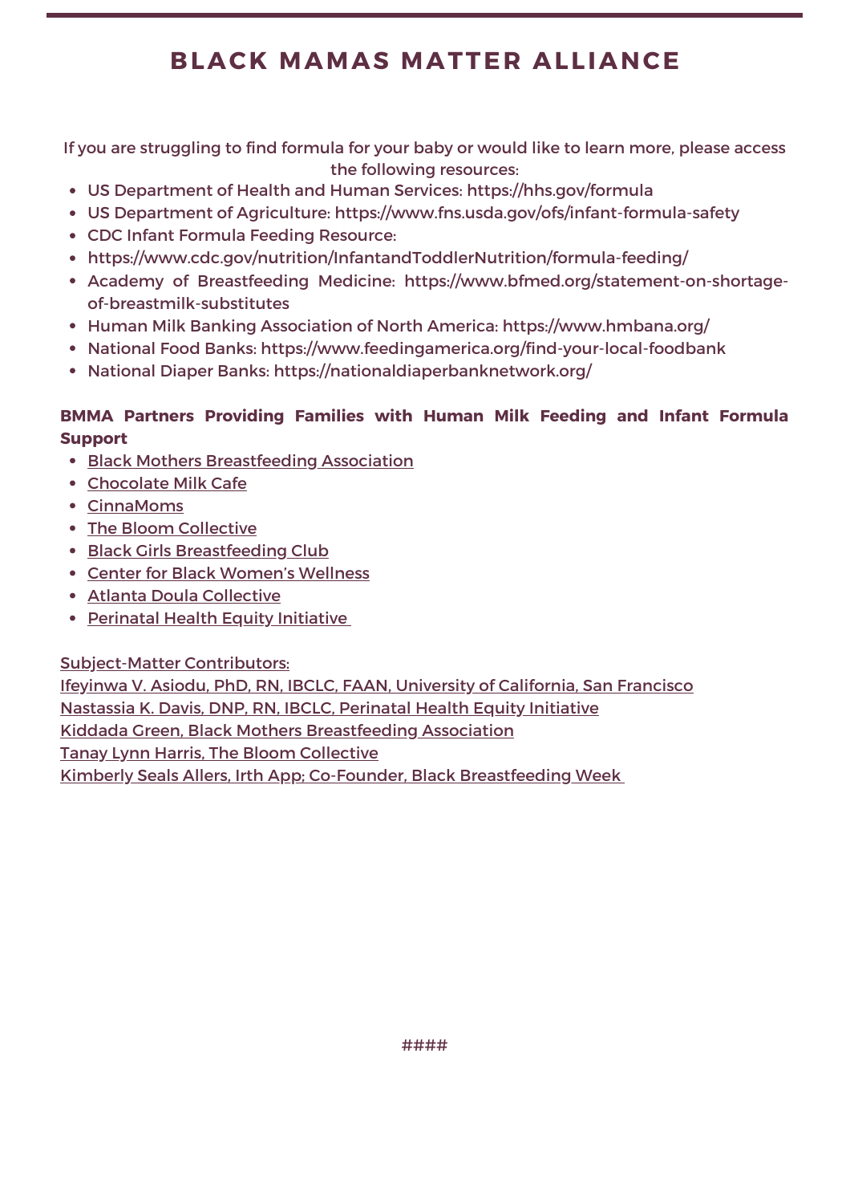# BLACK MAMAS MATTER ALLIANCE

If you are struggling to find formula for your baby or would like to learn more, please access the following resources:

- US Department of Health and Human Services: https://hhs.gov/formula
- US Department of Agriculture: https://www.fns.usda.gov/ofs/infant-formula-safety
- CDC Infant Formula Feeding Resource:
- https://www.cdc.gov/nutrition/InfantandToddlerNutrition/formula-feeding/
- Academy of Breastfeeding Medicine: https://www.bfmed.org/statement-on-shortage-of-breastmilk-substitutes
- Human Milk Banking Association of North America: https://www.hmbana.org/
- National Food Banks: https://www.feedingamerica.org/find-your-local-foodbank
- National Diaper Banks: https://nationaldiaperbanknetwork.org/

**BMMA Partners Providing Families with Human Milk Feeding and Infant Formula Support**

- Black Mothers Breastfeeding Association
- Chocolate Milk Cafe
- CinnaMoms
- The Bloom Collective
- Black Girls Breastfeeding Club
- Center for Black Women's Wellness
- Atlanta Doula Collective
- Perinatal Health Equity Initiative

Subject-Matter Contributors:
Ifeyinwa V. Asiodu, PhD, RN, IBCLC, FAAN, University of California, San Francisco
Nastassia K. Davis, DNP, RN, IBCLC, Perinatal Health Equity Initiative
Kiddada Green, Black Mothers Breastfeeding Association
Tanay Lynn Harris, The Bloom Collective
Kimberly Seals Allers, Irth App; Co-Founder, Black Breastfeeding Week

####